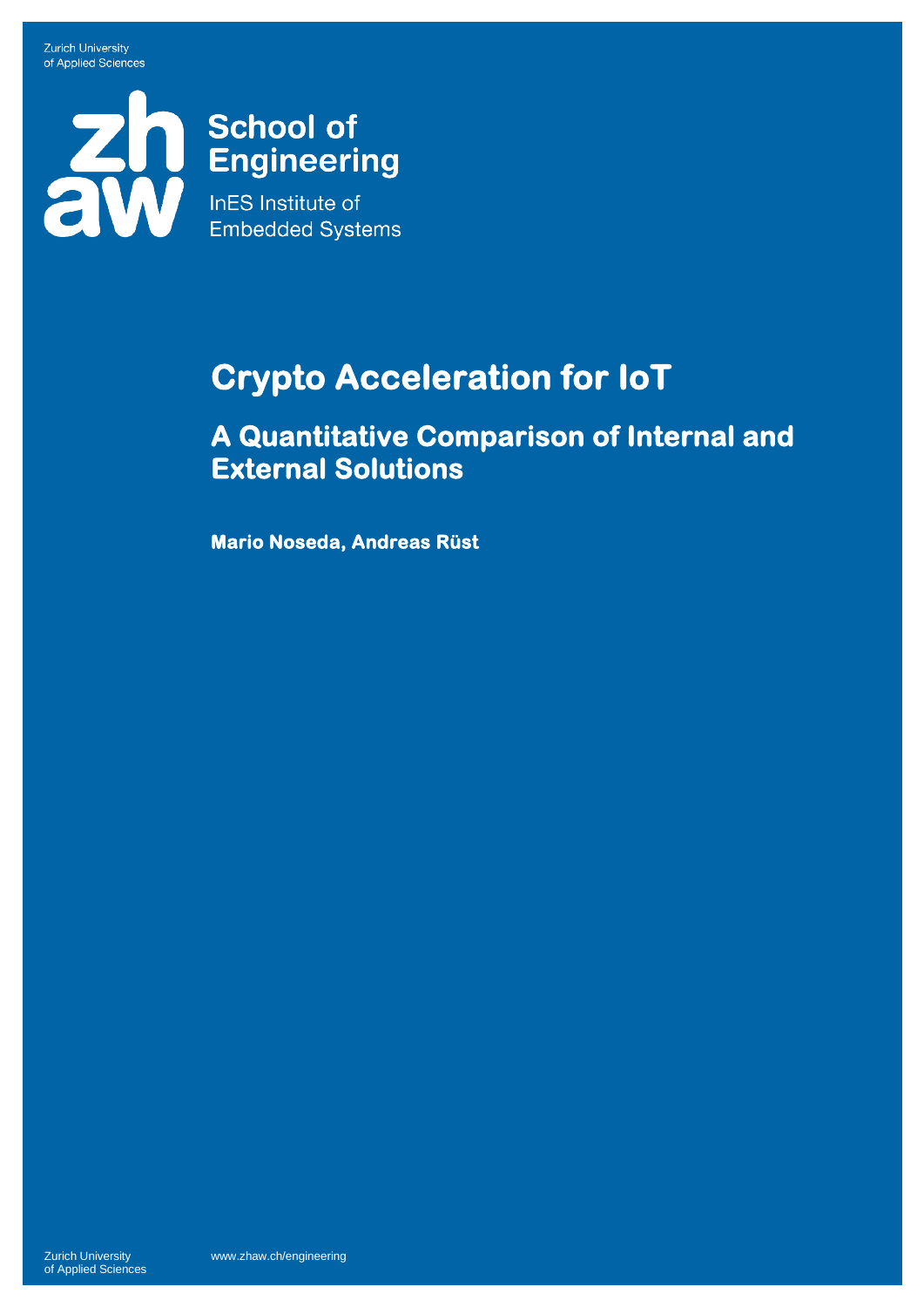Zurich University
of Applied Sciences

**School of Engineering**

InES Institute of Embedded Systems

# Crypto Acceleration for IoT

## A Quantitative Comparison of Internal and External Solutions

**Mario Noseda, Andreas Rüst**

Zurich University
of Applied Sciences

www.zhaw.ch/engineering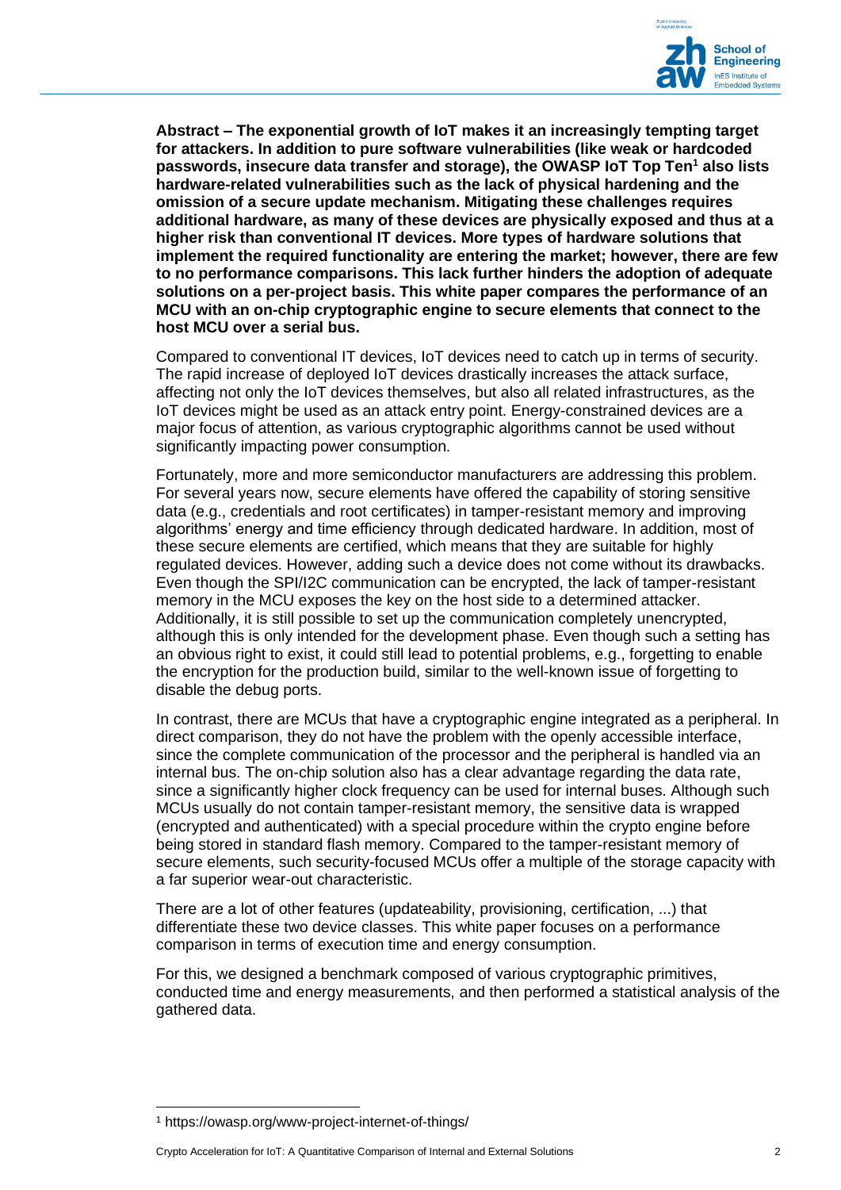**Abstract – The exponential growth of IoT makes it an increasingly tempting target for attackers. In addition to pure software vulnerabilities (like weak or hardcoded passwords, insecure data transfer and storage), the OWASP IoT Top Ten[1] also lists hardware-related vulnerabilities such as the lack of physical hardening and the omission of a secure update mechanism. Mitigating these challenges requires additional hardware, as many of these devices are physically exposed and thus at a higher risk than conventional IT devices. More types of hardware solutions that implement the required functionality are entering the market; however, there are few to no performance comparisons. This lack further hinders the adoption of adequate solutions on a per-project basis. This white paper compares the performance of an MCU with an on-chip cryptographic engine to secure elements that connect to the host MCU over a serial bus.**

Compared to conventional IT devices, IoT devices need to catch up in terms of security. The rapid increase of deployed IoT devices drastically increases the attack surface, affecting not only the IoT devices themselves, but also all related infrastructures, as the IoT devices might be used as an attack entry point. Energy-constrained devices are a major focus of attention, as various cryptographic algorithms cannot be used without significantly impacting power consumption.

Fortunately, more and more semiconductor manufacturers are addressing this problem. For several years now, secure elements have offered the capability of storing sensitive data (e.g., credentials and root certificates) in tamper-resistant memory and improving algorithms' energy and time efficiency through dedicated hardware. In addition, most of these secure elements are certified, which means that they are suitable for highly regulated devices. However, adding such a device does not come without its drawbacks. Even though the SPI/I2C communication can be encrypted, the lack of tamper-resistant memory in the MCU exposes the key on the host side to a determined attacker. Additionally, it is still possible to set up the communication completely unencrypted, although this is only intended for the development phase. Even though such a setting has an obvious right to exist, it could still lead to potential problems, e.g., forgetting to enable the encryption for the production build, similar to the well-known issue of forgetting to disable the debug ports.

In contrast, there are MCUs that have a cryptographic engine integrated as a peripheral. In direct comparison, they do not have the problem with the openly accessible interface, since the complete communication of the processor and the peripheral is handled via an internal bus. The on-chip solution also has a clear advantage regarding the data rate, since a significantly higher clock frequency can be used for internal buses. Although such MCUs usually do not contain tamper-resistant memory, the sensitive data is wrapped (encrypted and authenticated) with a special procedure within the crypto engine before being stored in standard flash memory. Compared to the tamper-resistant memory of secure elements, such security-focused MCUs offer a multiple of the storage capacity with a far superior wear-out characteristic.

There are a lot of other features (updateability, provisioning, certification, ...) that differentiate these two device classes. This white paper focuses on a performance comparison in terms of execution time and energy consumption.

For this, we designed a benchmark composed of various cryptographic primitives, conducted time and energy measurements, and then performed a statistical analysis of the gathered data.

[1] https://owasp.org/www-project-internet-of-things/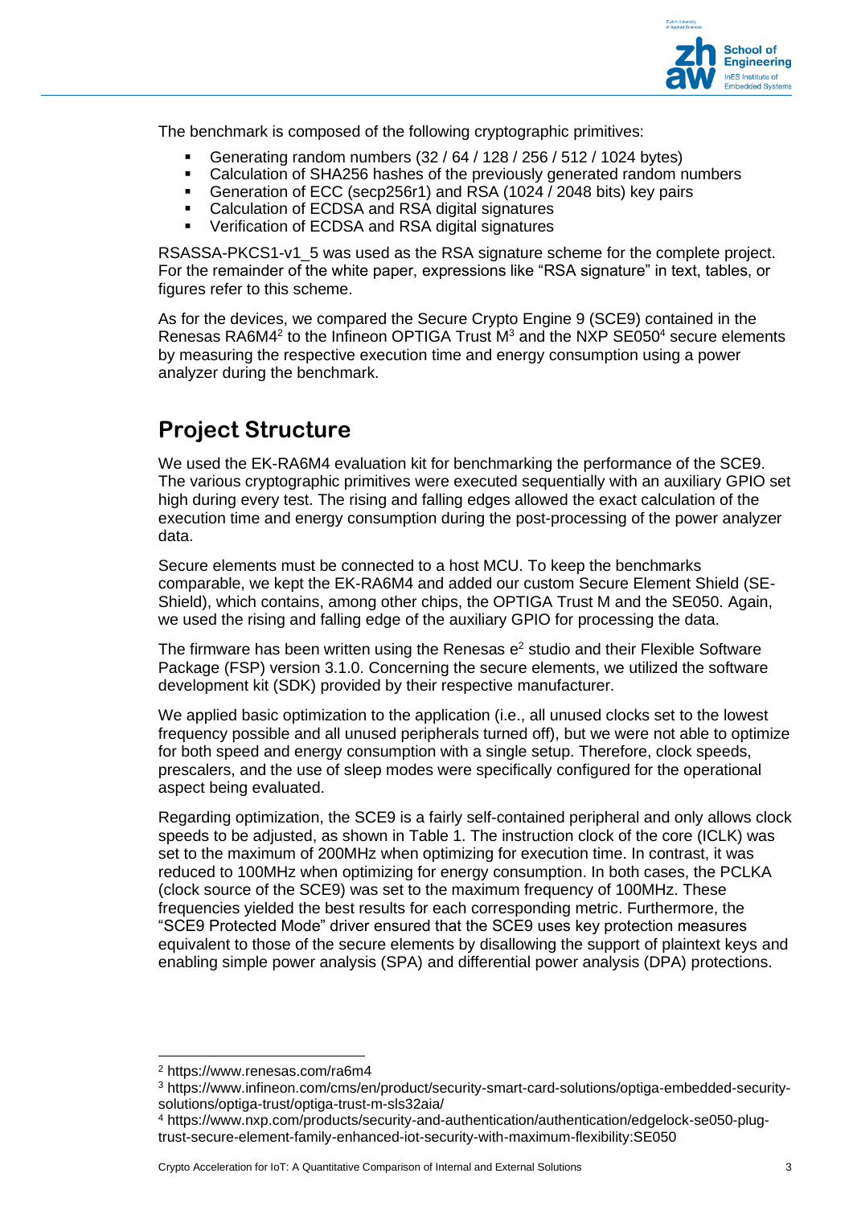The benchmark is composed of the following cryptographic primitives:

- Generating random numbers (32 / 64 / 128 / 256 / 512 / 1024 bytes)
- Calculation of SHA256 hashes of the previously generated random numbers
- Generation of ECC (secp256r1) and RSA (1024 / 2048 bits) key pairs
- Calculation of ECDSA and RSA digital signatures
- Verification of ECDSA and RSA digital signatures

RSASSA-PKCS1-v1_5 was used as the RSA signature scheme for the complete project. For the remainder of the white paper, expressions like "RSA signature" in text, tables, or figures refer to this scheme.

As for the devices, we compared the Secure Crypto Engine 9 (SCE9) contained in the Renesas RA6M4[2] to the Infineon OPTIGA Trust M[3] and the NXP SE050[4] secure elements by measuring the respective execution time and energy consumption using a power analyzer during the benchmark.

## Project Structure

We used the EK-RA6M4 evaluation kit for benchmarking the performance of the SCE9. The various cryptographic primitives were executed sequentially with an auxiliary GPIO set high during every test. The rising and falling edges allowed the exact calculation of the execution time and energy consumption during the post-processing of the power analyzer data.

Secure elements must be connected to a host MCU. To keep the benchmarks comparable, we kept the EK-RA6M4 and added our custom Secure Element Shield (SE-Shield), which contains, among other chips, the OPTIGA Trust M and the SE050. Again, we used the rising and falling edge of the auxiliary GPIO for processing the data.

The firmware has been written using the Renesas e[2] studio and their Flexible Software Package (FSP) version 3.1.0. Concerning the secure elements, we utilized the software development kit (SDK) provided by their respective manufacturer.

We applied basic optimization to the application (i.e., all unused clocks set to the lowest frequency possible and all unused peripherals turned off), but we were not able to optimize for both speed and energy consumption with a single setup. Therefore, clock speeds, prescalers, and the use of sleep modes were specifically configured for the operational aspect being evaluated.

Regarding optimization, the SCE9 is a fairly self-contained peripheral and only allows clock speeds to be adjusted, as shown in Table 1. The instruction clock of the core (ICLK) was set to the maximum of 200MHz when optimizing for execution time. In contrast, it was reduced to 100MHz when optimizing for energy consumption. In both cases, the PCLKA (clock source of the SCE9) was set to the maximum frequency of 100MHz. These frequencies yielded the best results for each corresponding metric. Furthermore, the "SCE9 Protected Mode" driver ensured that the SCE9 uses key protection measures equivalent to those of the secure elements by disallowing the support of plaintext keys and enabling simple power analysis (SPA) and differential power analysis (DPA) protections.

---

[2] https://www.renesas.com/ra6m4

[3] https://www.infineon.com/cms/en/product/security-smart-card-solutions/optiga-embedded-security-solutions/optiga-trust/optiga-trust-m-sls32aia/

[4] https://www.nxp.com/products/security-and-authentication/authentication/edgelock-se050-plug-trust-secure-element-family-enhanced-iot-security-with-maximum-flexibility:SE050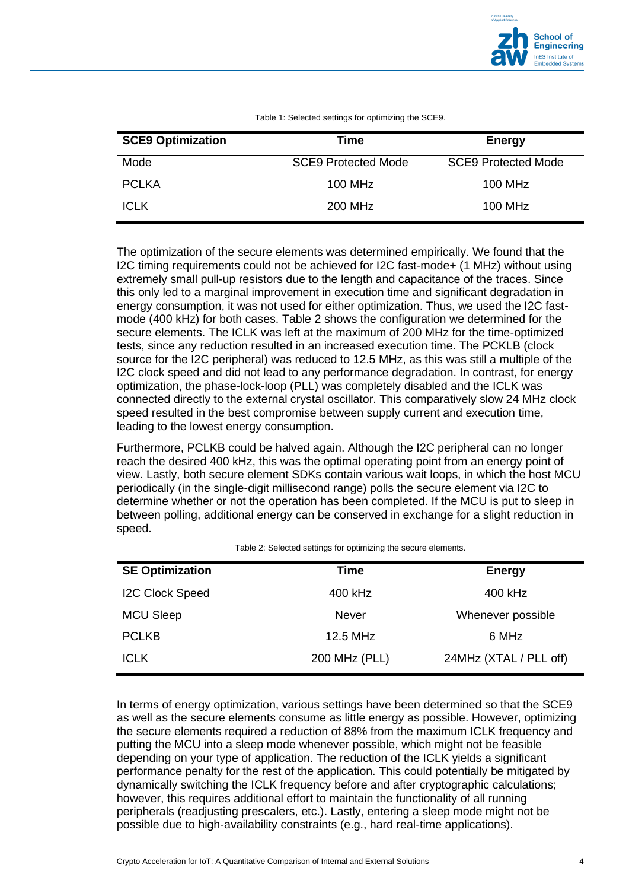Table 1: Selected settings for optimizing the SCE9.

| SCE9 Optimization | Time | Energy |
|---|---|---|
| Mode | SCE9 Protected Mode | SCE9 Protected Mode |
| PCLKA | 100 MHz | 100 MHz |
| ICLK | 200 MHz | 100 MHz |

The optimization of the secure elements was determined empirically. We found that the I2C timing requirements could not be achieved for I2C fast-mode+ (1 MHz) without using extremely small pull-up resistors due to the length and capacitance of the traces. Since this only led to a marginal improvement in execution time and significant degradation in energy consumption, it was not used for either optimization. Thus, we used the I2C fast-mode (400 kHz) for both cases. Table 2 shows the configuration we determined for the secure elements. The ICLK was left at the maximum of 200 MHz for the time-optimized tests, since any reduction resulted in an increased execution time. The PCKLB (clock source for the I2C peripheral) was reduced to 12.5 MHz, as this was still a multiple of the I2C clock speed and did not lead to any performance degradation. In contrast, for energy optimization, the phase-lock-loop (PLL) was completely disabled and the ICLK was connected directly to the external crystal oscillator. This comparatively slow 24 MHz clock speed resulted in the best compromise between supply current and execution time, leading to the lowest energy consumption.

Furthermore, PCLKB could be halved again. Although the I2C peripheral can no longer reach the desired 400 kHz, this was the optimal operating point from an energy point of view. Lastly, both secure element SDKs contain various wait loops, in which the host MCU periodically (in the single-digit millisecond range) polls the secure element via I2C to determine whether or not the operation has been completed. If the MCU is put to sleep in between polling, additional energy can be conserved in exchange for a slight reduction in speed.

Table 2: Selected settings for optimizing the secure elements.

| SE Optimization | Time | Energy |
|---|---|---|
| I2C Clock Speed | 400 kHz | 400 kHz |
| MCU Sleep | Never | Whenever possible |
| PCLKB | 12.5 MHz | 6 MHz |
| ICLK | 200 MHz (PLL) | 24MHz (XTAL / PLL off) |

In terms of energy optimization, various settings have been determined so that the SCE9 as well as the secure elements consume as little energy as possible. However, optimizing the secure elements required a reduction of 88% from the maximum ICLK frequency and putting the MCU into a sleep mode whenever possible, which might not be feasible depending on your type of application. The reduction of the ICLK yields a significant performance penalty for the rest of the application. This could potentially be mitigated by dynamically switching the ICLK frequency before and after cryptographic calculations; however, this requires additional effort to maintain the functionality of all running peripherals (readjusting prescalers, etc.). Lastly, entering a sleep mode might not be possible due to high-availability constraints (e.g., hard real-time applications).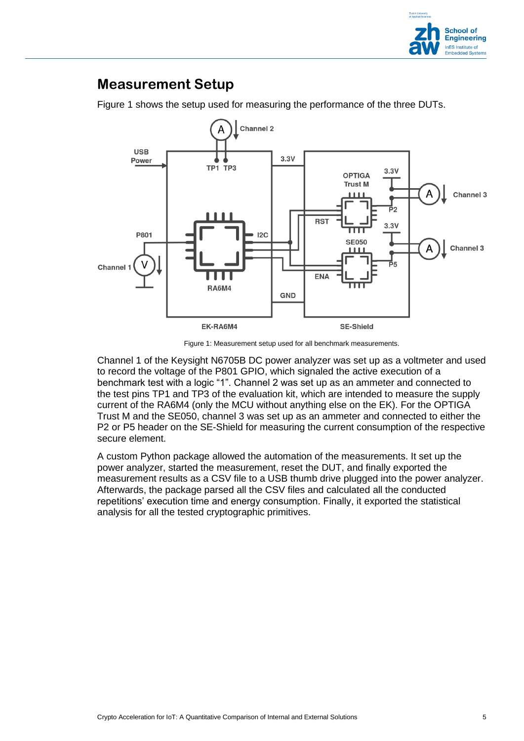# Measurement Setup

Figure 1 shows the setup used for measuring the performance of the three DUTs.

Figure 1: Measurement setup used for all benchmark measurements.

Channel 1 of the Keysight N6705B DC power analyzer was set up as a voltmeter and used to record the voltage of the P801 GPIO, which signaled the active execution of a benchmark test with a logic “1”. Channel 2 was set up as an ammeter and connected to the test pins TP1 and TP3 of the evaluation kit, which are intended to measure the supply current of the RA6M4 (only the MCU without anything else on the EK). For the OPTIGA Trust M and the SE050, channel 3 was set up as an ammeter and connected to either the P2 or P5 header on the SE-Shield for measuring the current consumption of the respective secure element.

A custom Python package allowed the automation of the measurements. It set up the power analyzer, started the measurement, reset the DUT, and finally exported the measurement results as a CSV file to a USB thumb drive plugged into the power analyzer. Afterwards, the package parsed all the CSV files and calculated all the conducted repetitions’ execution time and energy consumption. Finally, it exported the statistical analysis for all the tested cryptographic primitives.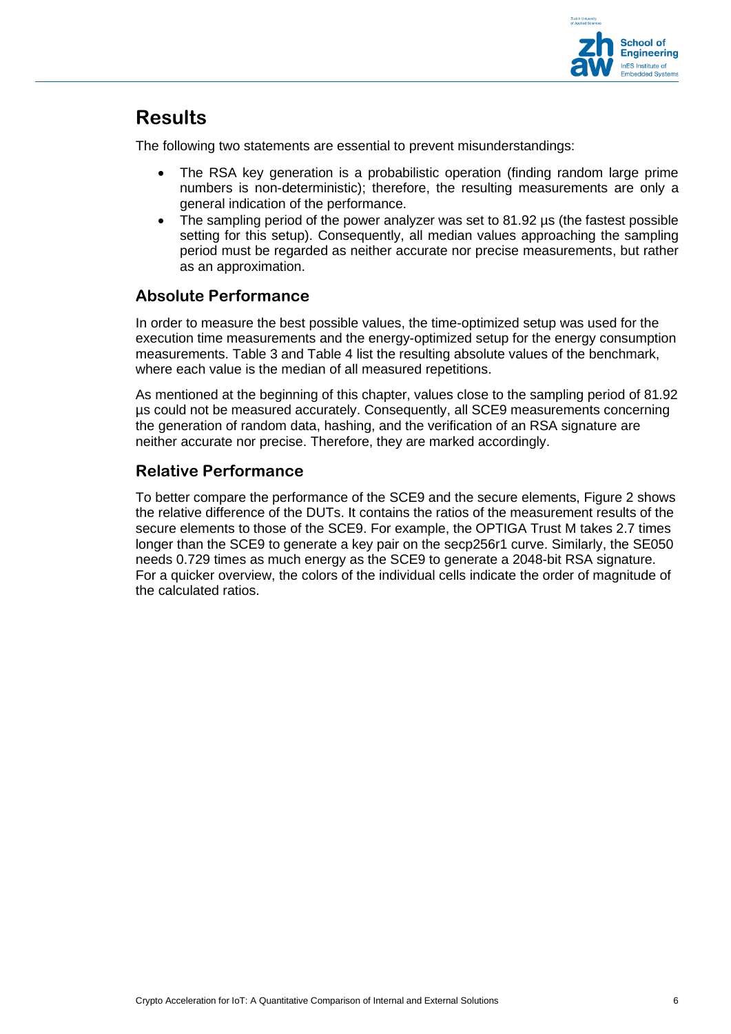# Results

The following two statements are essential to prevent misunderstandings:

- The RSA key generation is a probabilistic operation (finding random large prime numbers is non-deterministic); therefore, the resulting measurements are only a general indication of the performance.
- The sampling period of the power analyzer was set to 81.92 µs (the fastest possible setting for this setup). Consequently, all median values approaching the sampling period must be regarded as neither accurate nor precise measurements, but rather as an approximation.

## Absolute Performance

In order to measure the best possible values, the time-optimized setup was used for the execution time measurements and the energy-optimized setup for the energy consumption measurements. Table 3 and Table 4 list the resulting absolute values of the benchmark, where each value is the median of all measured repetitions.

As mentioned at the beginning of this chapter, values close to the sampling period of 81.92 µs could not be measured accurately. Consequently, all SCE9 measurements concerning the generation of random data, hashing, and the verification of an RSA signature are neither accurate nor precise. Therefore, they are marked accordingly.

## Relative Performance

To better compare the performance of the SCE9 and the secure elements, Figure 2 shows the relative difference of the DUTs. It contains the ratios of the measurement results of the secure elements to those of the SCE9. For example, the OPTIGA Trust M takes 2.7 times longer than the SCE9 to generate a key pair on the secp256r1 curve. Similarly, the SE050 needs 0.729 times as much energy as the SCE9 to generate a 2048-bit RSA signature. For a quicker overview, the colors of the individual cells indicate the order of magnitude of the calculated ratios.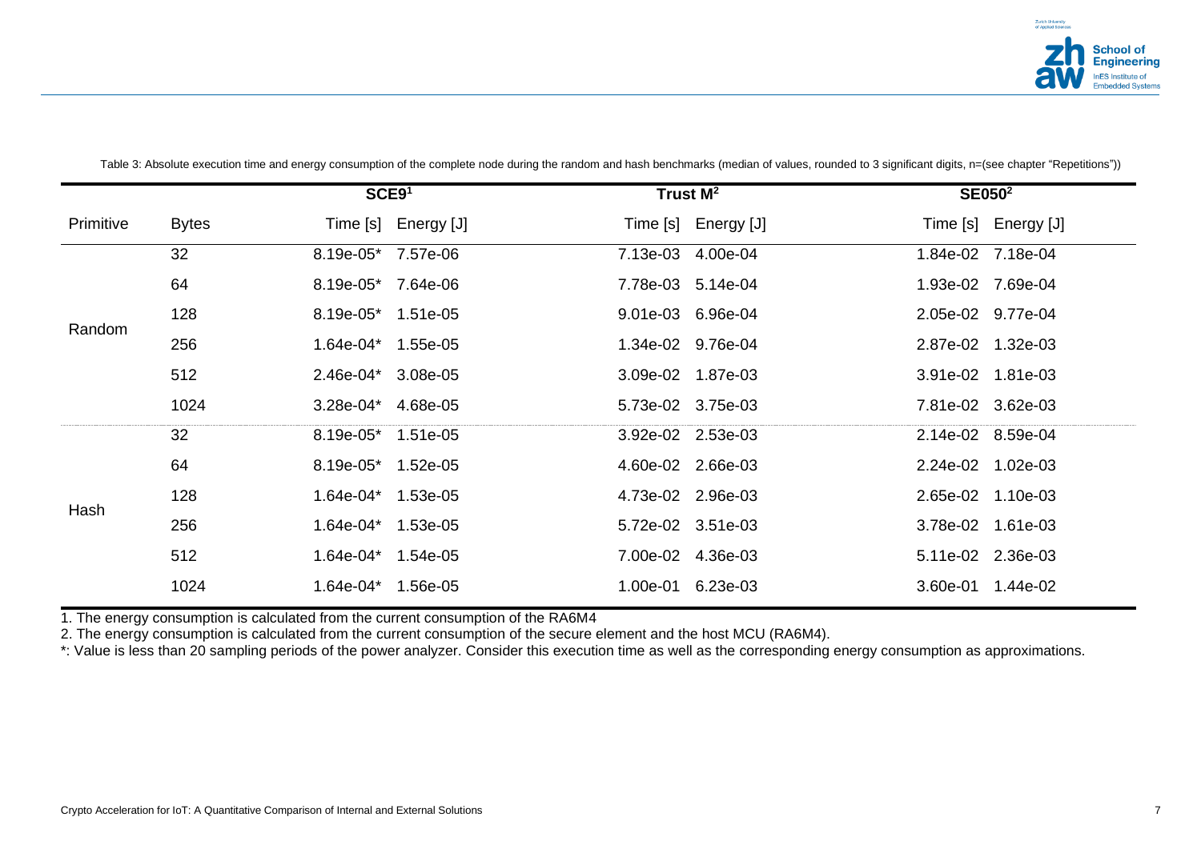Table 3: Absolute execution time and energy consumption of the complete node during the random and hash benchmarks (median of values, rounded to 3 significant digits, n=(see chapter "Repetitions"))

| | | SCE9[1] | | Trust M[2] | | SE050[2] | |
|---|---|---|---|---|---|---|---|
| Primitive | Bytes | Time [s] | Energy [J] | Time [s] | Energy [J] | Time [s] | Energy [J] |
| Random | 32 | 8.19e-05* | 7.57e-06 | 7.13e-03 | 4.00e-04 | 1.84e-02 | 7.18e-04 |
| | 64 | 8.19e-05* | 7.64e-06 | 7.78e-03 | 5.14e-04 | 1.93e-02 | 7.69e-04 |
| | 128 | 8.19e-05* | 1.51e-05 | 9.01e-03 | 6.96e-04 | 2.05e-02 | 9.77e-04 |
| | 256 | 1.64e-04* | 1.55e-05 | 1.34e-02 | 9.76e-04 | 2.87e-02 | 1.32e-03 |
| | 512 | 2.46e-04* | 3.08e-05 | 3.09e-02 | 1.87e-03 | 3.91e-02 | 1.81e-03 |
| | 1024 | 3.28e-04* | 4.68e-05 | 5.73e-02 | 3.75e-03 | 7.81e-02 | 3.62e-03 |
| Hash | 32 | 8.19e-05* | 1.51e-05 | 3.92e-02 | 2.53e-03 | 2.14e-02 | 8.59e-04 |
| | 64 | 8.19e-05* | 1.52e-05 | 4.60e-02 | 2.66e-03 | 2.24e-02 | 1.02e-03 |
| | 128 | 1.64e-04* | 1.53e-05 | 4.73e-02 | 2.96e-03 | 2.65e-02 | 1.10e-03 |
| | 256 | 1.64e-04* | 1.53e-05 | 5.72e-02 | 3.51e-03 | 3.78e-02 | 1.61e-03 |
| | 512 | 1.64e-04* | 1.54e-05 | 7.00e-02 | 4.36e-03 | 5.11e-02 | 2.36e-03 |
| | 1024 | 1.64e-04* | 1.56e-05 | 1.00e-01 | 6.23e-03 | 3.60e-01 | 1.44e-02 |

1. The energy consumption is calculated from the current consumption of the RA6M4
2. The energy consumption is calculated from the current consumption of the secure element and the host MCU (RA6M4).
*: Value is less than 20 sampling periods of the power analyzer. Consider this execution time as well as the corresponding energy consumption as approximations.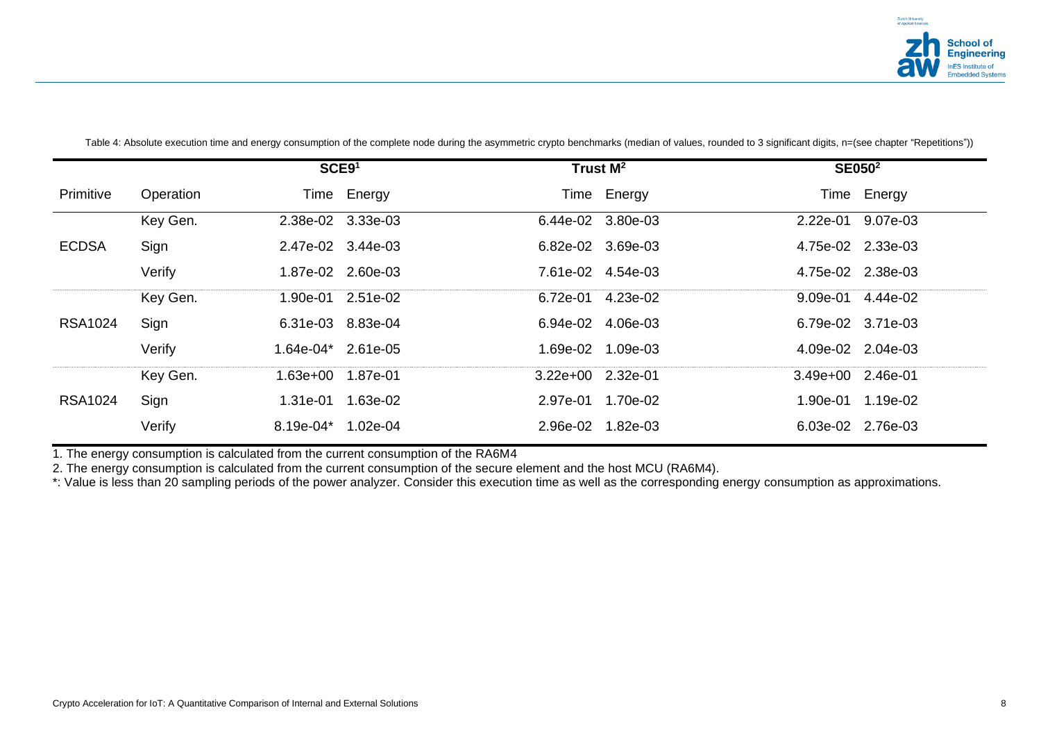Table 4: Absolute execution time and energy consumption of the complete node during the asymmetric crypto benchmarks (median of values, rounded to 3 significant digits, n=(see chapter "Repetitions"))

| | | SCE9[1] | | Trust M[2] | | SE050[2] | |
|---|---|---|---|---|---|---|---|
| Primitive | Operation | Time | Energy | Time | Energy | Time | Energy |
| ECDSA | Key Gen. | 2.38e-02 | 3.33e-03 | 6.44e-02 | 3.80e-03 | 2.22e-01 | 9.07e-03 |
| | Sign | 2.47e-02 | 3.44e-03 | 6.82e-02 | 3.69e-03 | 4.75e-02 | 2.33e-03 |
| | Verify | 1.87e-02 | 2.60e-03 | 7.61e-02 | 4.54e-03 | 4.75e-02 | 2.38e-03 |
| RSA1024 | Key Gen. | 1.90e-01 | 2.51e-02 | 6.72e-01 | 4.23e-02 | 9.09e-01 | 4.44e-02 |
| | Sign | 6.31e-03 | 8.83e-04 | 6.94e-02 | 4.06e-03 | 6.79e-02 | 3.71e-03 |
| | Verify | 1.64e-04* | 2.61e-05 | 1.69e-02 | 1.09e-03 | 4.09e-02 | 2.04e-03 |
| RSA1024 | Key Gen. | 1.63e+00 | 1.87e-01 | 3.22e+00 | 2.32e-01 | 3.49e+00 | 2.46e-01 |
| | Sign | 1.31e-01 | 1.63e-02 | 2.97e-01 | 1.70e-02 | 1.90e-01 | 1.19e-02 |
| | Verify | 8.19e-04* | 1.02e-04 | 2.96e-02 | 1.82e-03 | 6.03e-02 | 2.76e-03 |

1. The energy consumption is calculated from the current consumption of the RA6M4

2. The energy consumption is calculated from the current consumption of the secure element and the host MCU (RA6M4).

*: Value is less than 20 sampling periods of the power analyzer. Consider this execution time as well as the corresponding energy consumption as approximations.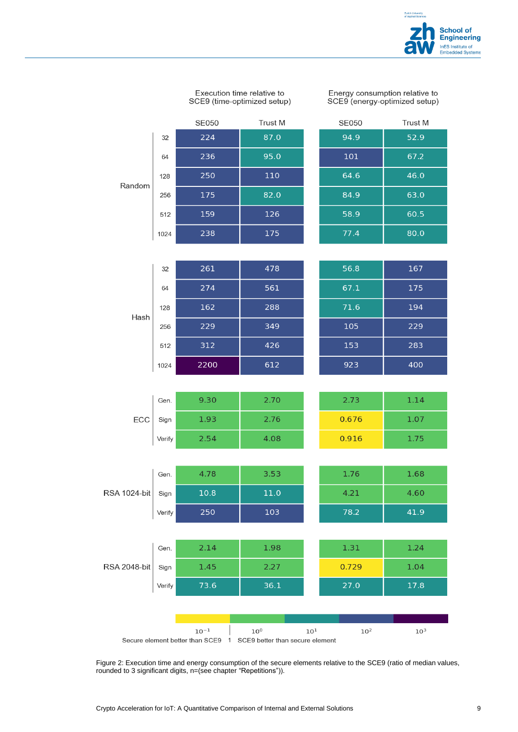| | | Execution time relative to SCE9 (time-optimized setup) | | Energy consumption relative to SCE9 (energy-optimized setup) | |
|---|---|---|---|---|---|
| | | SE050 | Trust M | SE050 | Trust M |
| Random | 32 | 224 | 87.0 | 94.9 | 52.9 |
| | 64 | 236 | 95.0 | 101 | 67.2 |
| | 128 | 250 | 110 | 64.6 | 46.0 |
| | 256 | 175 | 82.0 | 84.9 | 63.0 |
| | 512 | 159 | 126 | 58.9 | 60.5 |
| | 1024 | 238 | 175 | 77.4 | 80.0 |
| Hash | 32 | 261 | 478 | 56.8 | 167 |
| | 64 | 274 | 561 | 67.1 | 175 |
| | 128 | 162 | 288 | 71.6 | 194 |
| | 256 | 229 | 349 | 105 | 229 |
| | 512 | 312 | 426 | 153 | 283 |
| | 1024 | 2200 | 612 | 923 | 400 |
| ECC | Gen. | 9.30 | 2.70 | 2.73 | 1.14 |
| | Sign | 1.93 | 2.76 | 0.676 | 1.07 |
| | Verify | 2.54 | 4.08 | 0.916 | 1.75 |
| RSA 1024-bit | Gen. | 4.78 | 3.53 | 1.76 | 1.68 |
| | Sign | 10.8 | 11.0 | 4.21 | 4.60 |
| | Verify | 250 | 103 | 78.2 | 41.9 |
| RSA 2048-bit | Gen. | 2.14 | 1.98 | 1.31 | 1.24 |
| | Sign | 1.45 | 2.27 | 0.729 | 1.04 |
| | Verify | 73.6 | 36.1 | 27.0 | 17.8 |

Color scale: $10^{-1}$, $10^{0}$, $10^{1}$, $10^{2}$, $10^{3}$

Secure element better than SCE9 | 1 | SCE9 better than secure element

Figure 2: Execution time and energy consumption of the secure elements relative to the SCE9 (ratio of median values, rounded to 3 significant digits, n=(see chapter "Repetitions")).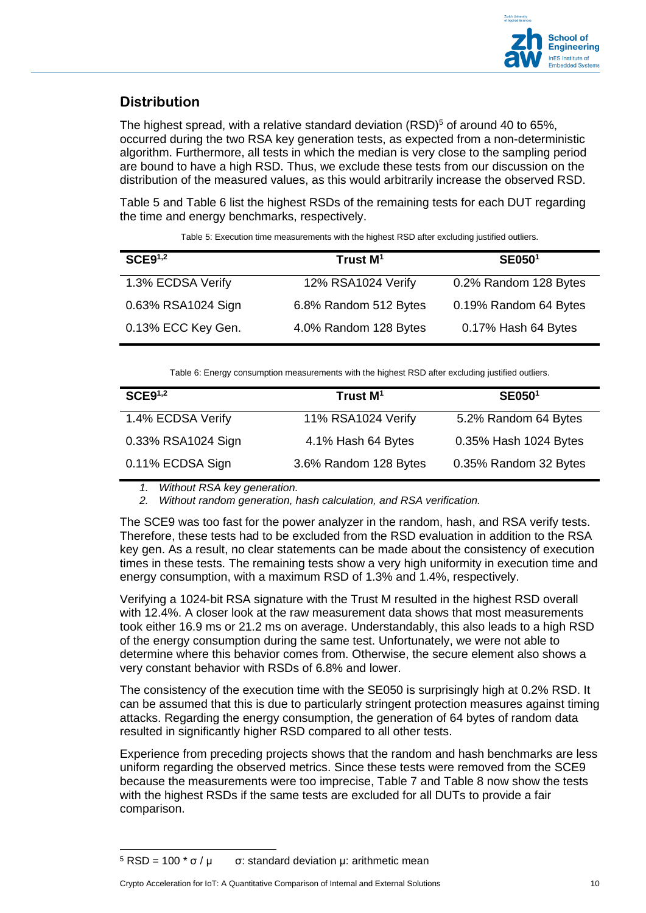## Distribution

The highest spread, with a relative standard deviation (RSD)[5] of around 40 to 65%, occurred during the two RSA key generation tests, as expected from a non-deterministic algorithm. Furthermore, all tests in which the median is very close to the sampling period are bound to have a high RSD. Thus, we exclude these tests from our discussion on the distribution of the measured values, as this would arbitrarily increase the observed RSD.

Table 5 and Table 6 list the highest RSDs of the remaining tests for each DUT regarding the time and energy benchmarks, respectively.

Table 5: Execution time measurements with the highest RSD after excluding justified outliers.

| SCE9[1,2] | Trust M[1] | SE050[1] |
|---|---|---|
| 1.3% ECDSA Verify | 12% RSA1024 Verify | 0.2% Random 128 Bytes |
| 0.63% RSA1024 Sign | 6.8% Random 512 Bytes | 0.19% Random 64 Bytes |
| 0.13% ECC Key Gen. | 4.0% Random 128 Bytes | 0.17% Hash 64 Bytes |

Table 6: Energy consumption measurements with the highest RSD after excluding justified outliers.

| SCE9[1,2] | Trust M[1] | SE050[1] |
|---|---|---|
| 1.4% ECDSA Verify | 11% RSA1024 Verify | 5.2% Random 64 Bytes |
| 0.33% RSA1024 Sign | 4.1% Hash 64 Bytes | 0.35% Hash 1024 Bytes |
| 0.11% ECDSA Sign | 3.6% Random 128 Bytes | 0.35% Random 32 Bytes |

1. *Without RSA key generation.*
2. *Without random generation, hash calculation, and RSA verification.*

The SCE9 was too fast for the power analyzer in the random, hash, and RSA verify tests. Therefore, these tests had to be excluded from the RSD evaluation in addition to the RSA key gen. As a result, no clear statements can be made about the consistency of execution times in these tests. The remaining tests show a very high uniformity in execution time and energy consumption, with a maximum RSD of 1.3% and 1.4%, respectively.

Verifying a 1024-bit RSA signature with the Trust M resulted in the highest RSD overall with 12.4%. A closer look at the raw measurement data shows that most measurements took either 16.9 ms or 21.2 ms on average. Understandably, this also leads to a high RSD of the energy consumption during the same test. Unfortunately, we were not able to determine where this behavior comes from. Otherwise, the secure element also shows a very constant behavior with RSDs of 6.8% and lower.

The consistency of the execution time with the SE050 is surprisingly high at 0.2% RSD. It can be assumed that this is due to particularly stringent protection measures against timing attacks. Regarding the energy consumption, the generation of 64 bytes of random data resulted in significantly higher RSD compared to all other tests.

Experience from preceding projects shows that the random and hash benchmarks are less uniform regarding the observed metrics. Since these tests were removed from the SCE9 because the measurements were too imprecise, Table 7 and Table 8 now show the tests with the highest RSDs if the same tests are excluded for all DUTs to provide a fair comparison.

[5] RSD = 100 * σ / μ  σ: standard deviation μ: arithmetic mean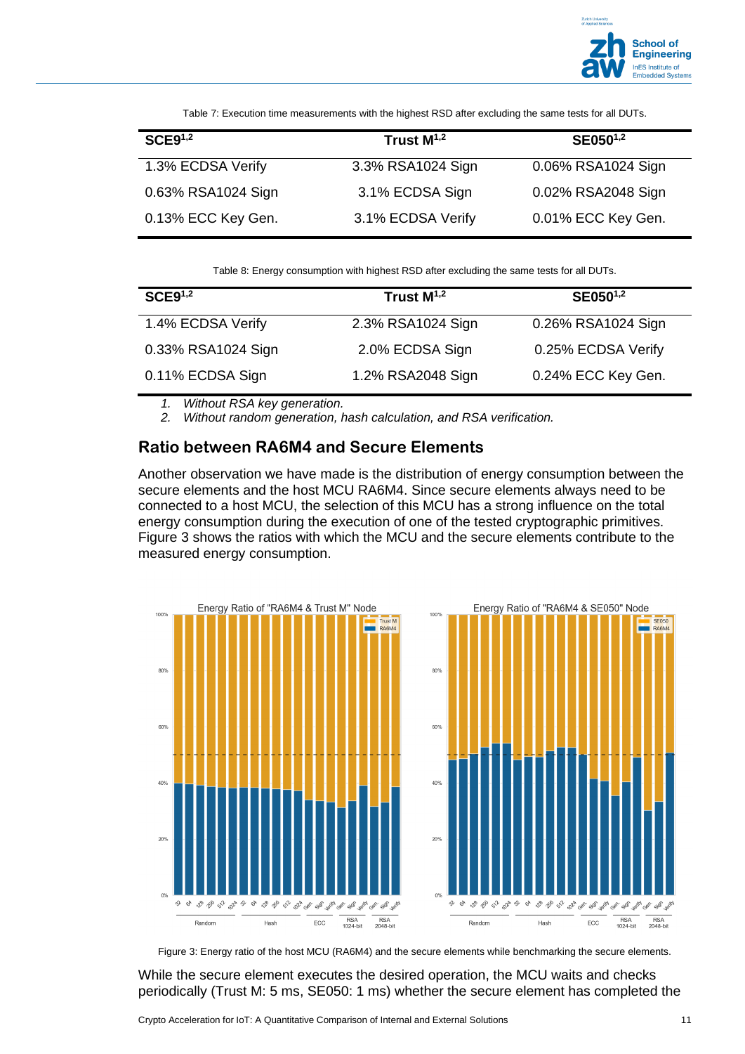Table 7: Execution time measurements with the highest RSD after excluding the same tests for all DUTs.

| SCE9[1,2] | Trust M[1,2] | SE050[1,2] |
| --- | --- | --- |
| 1.3% ECDSA Verify | 3.3% RSA1024 Sign | 0.06% RSA1024 Sign |
| 0.63% RSA1024 Sign | 3.1% ECDSA Sign | 0.02% RSA2048 Sign |
| 0.13% ECC Key Gen. | 3.1% ECDSA Verify | 0.01% ECC Key Gen. |

Table 8: Energy consumption with highest RSD after excluding the same tests for all DUTs.

| SCE9[1,2] | Trust M[1,2] | SE050[1,2] |
| --- | --- | --- |
| 1.4% ECDSA Verify | 2.3% RSA1024 Sign | 0.26% RSA1024 Sign |
| 0.33% RSA1024 Sign | 2.0% ECDSA Sign | 0.25% ECDSA Verify |
| 0.11% ECDSA Sign | 1.2% RSA2048 Sign | 0.24% ECC Key Gen. |

1. *Without RSA key generation.*
2. *Without random generation, hash calculation, and RSA verification.*

## Ratio between RA6M4 and Secure Elements

Another observation we have made is the distribution of energy consumption between the secure elements and the host MCU RA6M4. Since secure elements always need to be connected to a host MCU, the selection of this MCU has a strong influence on the total energy consumption during the execution of one of the tested cryptographic primitives. Figure 3 shows the ratios with which the MCU and the secure elements contribute to the measured energy consumption.

Figure 3: Energy ratio of the host MCU (RA6M4) and the secure elements while benchmarking the secure elements.

While the secure element executes the desired operation, the MCU waits and checks periodically (Trust M: 5 ms, SE050: 1 ms) whether the secure element has completed the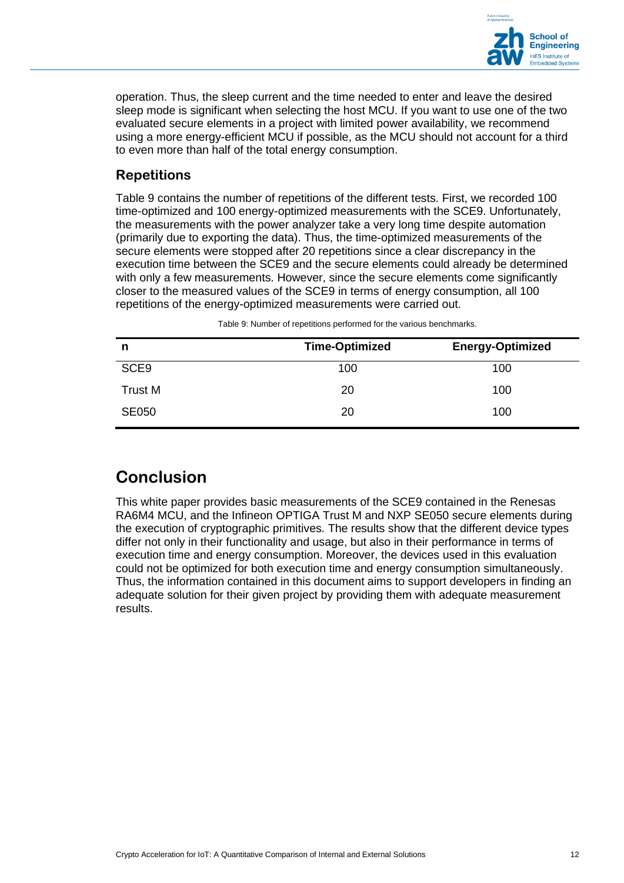operation. Thus, the sleep current and the time needed to enter and leave the desired sleep mode is significant when selecting the host MCU. If you want to use one of the two evaluated secure elements in a project with limited power availability, we recommend using a more energy-efficient MCU if possible, as the MCU should not account for a third to even more than half of the total energy consumption.

## Repetitions

Table 9 contains the number of repetitions of the different tests. First, we recorded 100 time-optimized and 100 energy-optimized measurements with the SCE9. Unfortunately, the measurements with the power analyzer take a very long time despite automation (primarily due to exporting the data). Thus, the time-optimized measurements of the secure elements were stopped after 20 repetitions since a clear discrepancy in the execution time between the SCE9 and the secure elements could already be determined with only a few measurements. However, since the secure elements come significantly closer to the measured values of the SCE9 in terms of energy consumption, all 100 repetitions of the energy-optimized measurements were carried out.

Table 9: Number of repetitions performed for the various benchmarks.

| n | Time-Optimized | Energy-Optimized |
|---|---|---|
| SCE9 | 100 | 100 |
| Trust M | 20 | 100 |
| SE050 | 20 | 100 |

# Conclusion

This white paper provides basic measurements of the SCE9 contained in the Renesas RA6M4 MCU, and the Infineon OPTIGA Trust M and NXP SE050 secure elements during the execution of cryptographic primitives. The results show that the different device types differ not only in their functionality and usage, but also in their performance in terms of execution time and energy consumption. Moreover, the devices used in this evaluation could not be optimized for both execution time and energy consumption simultaneously. Thus, the information contained in this document aims to support developers in finding an adequate solution for their given project by providing them with adequate measurement results.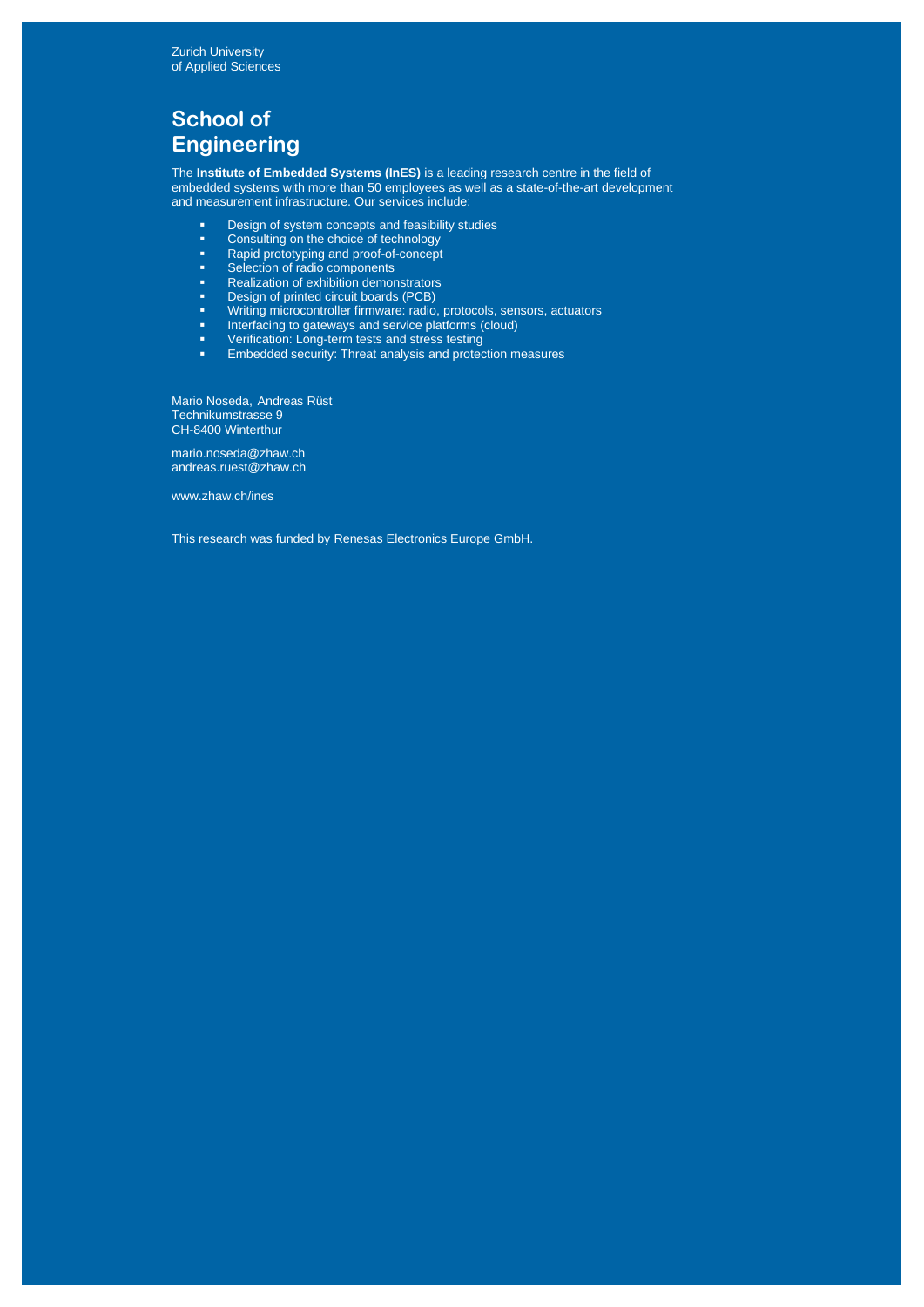Zurich University
of Applied Sciences

# School of Engineering

The **Institute of Embedded Systems (InES)** is a leading research centre in the field of embedded systems with more than 50 employees as well as a state-of-the-art development and measurement infrastructure. Our services include:

- Design of system concepts and feasibility studies
- Consulting on the choice of technology
- Rapid prototyping and proof-of-concept
- Selection of radio components
- Realization of exhibition demonstrators
- Design of printed circuit boards (PCB)
- Writing microcontroller firmware: radio, protocols, sensors, actuators
- Interfacing to gateways and service platforms (cloud)
- Verification: Long-term tests and stress testing
- Embedded security: Threat analysis and protection measures

Mario Noseda, Andreas Rüst
Technikumstrasse 9
CH-8400 Winterthur

mario.noseda@zhaw.ch
andreas.ruest@zhaw.ch

www.zhaw.ch/ines

This research was funded by Renesas Electronics Europe GmbH.